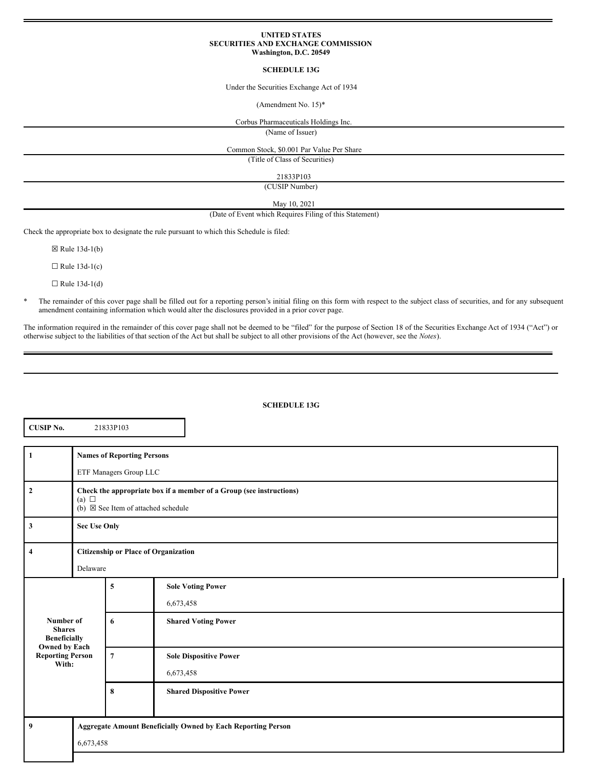**UNITED STATES**
**SECURITIES AND EXCHANGE COMMISSION**
**Washington, D.C. 20549**

**SCHEDULE 13G**

Under the Securities Exchange Act of 1934

(Amendment No. 15)*

Corbus Pharmaceuticals Holdings Inc.
(Name of Issuer)

Common Stock, $0.001 Par Value Per Share
(Title of Class of Securities)

21833P103
(CUSIP Number)

May 10, 2021
(Date of Event which Requires Filing of this Statement)

Check the appropriate box to designate the rule pursuant to which this Schedule is filed:

☒ Rule 13d-1(b)

☐ Rule 13d-1(c)

☐ Rule 13d-1(d)

\* The remainder of this cover page shall be filled out for a reporting person's initial filing on this form with respect to the subject class of securities, and for any subsequent amendment containing information which would alter the disclosures provided in a prior cover page.

The information required in the remainder of this cover page shall not be deemed to be "filed" for the purpose of Section 18 of the Securities Exchange Act of 1934 ("Act") or otherwise subject to the liabilities of that section of the Act but shall be subject to all other provisions of the Act (however, see the *Notes*).

---

**SCHEDULE 13G**

| **CUSIP No.** | 21833P103 |
|---|---|

| | | |
|---|---|---|
| **1** | **Names of Reporting Persons**<br>ETF Managers Group LLC | |
| **2** | **Check the appropriate box if a member of a Group (see instructions)**<br>(a) ☐<br>(b) ☒ See Item of attached schedule | |
| **3** | **Sec Use Only** | |
| **4** | **Citizenship or Place of Organization**<br>Delaware | |
| **Number of Shares Beneficially Owned by Each Reporting Person With:** | **5** | **Sole Voting Power**<br>6,673,458 |
| | **6** | **Shared Voting Power** |
| | **7** | **Sole Dispositive Power**<br>6,673,458 |
| | **8** | **Shared Dispositive Power** |
| **9** | **Aggregate Amount Beneficially Owned by Each Reporting Person**<br>6,673,458 | |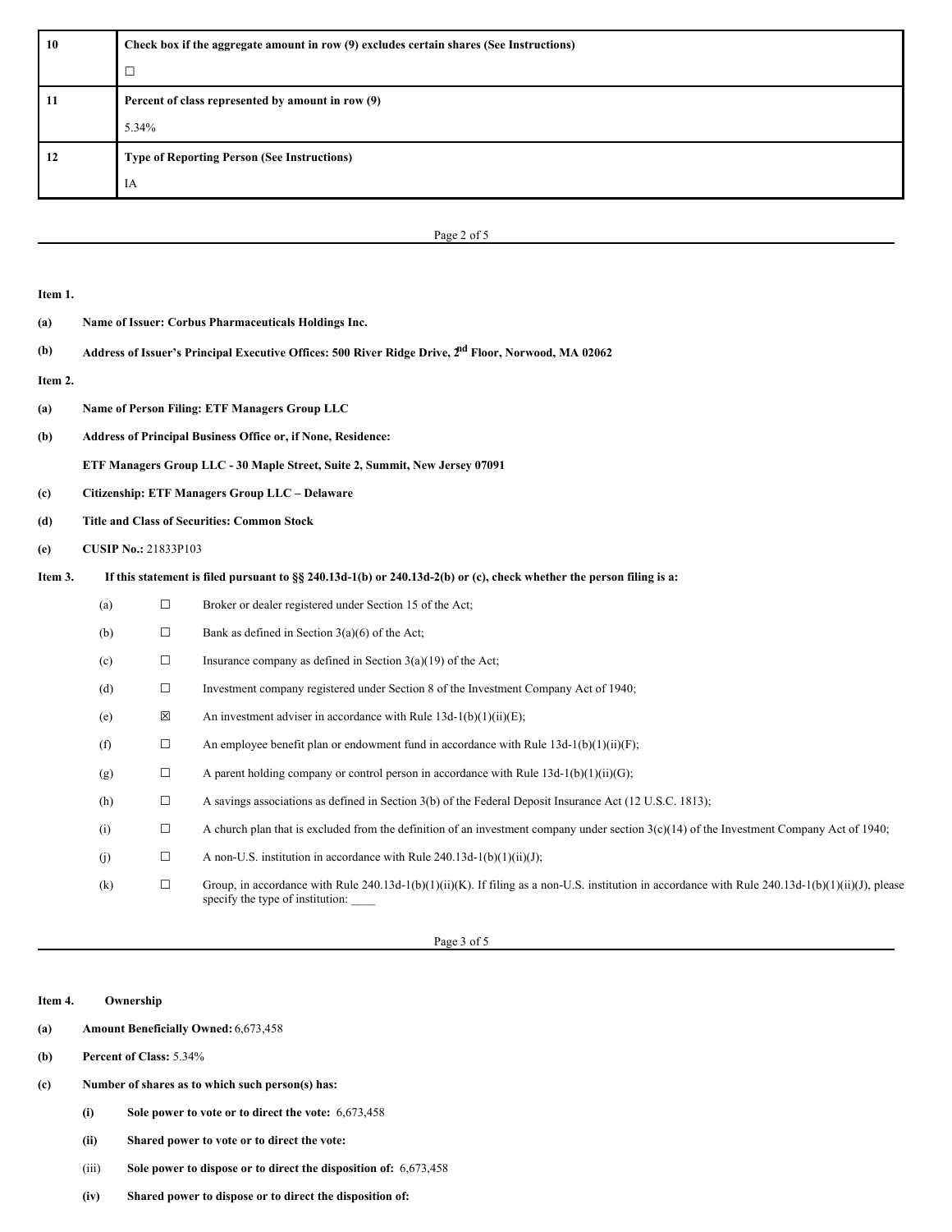| 10 | **Check box if the aggregate amount in row (9) excludes certain shares (See Instructions)**<br>☐ |
|---|---|
| 11 | **Percent of class represented by amount in row (9)**<br>5.34% |
| 12 | **Type of Reporting Person (See Instructions)**<br>IA |

**Item 1.**

**(a)** **Name of Issuer: Corbus Pharmaceuticals Holdings Inc.**

**(b)** **Address of Issuer's Principal Executive Offices: 500 River Ridge Drive, 2nd Floor, Norwood, MA 02062**

**Item 2.**

**(a)** **Name of Person Filing: ETF Managers Group LLC**

**(b)** **Address of Principal Business Office or, if None, Residence:**

**ETF Managers Group LLC - 30 Maple Street, Suite 2, Summit, New Jersey 07091**

**(c)** **Citizenship: ETF Managers Group LLC – Delaware**

**(d)** **Title and Class of Securities: Common Stock**

**(e)** **CUSIP No.:** 21833P103

**Item 3.** **If this statement is filed pursuant to §§ 240.13d-1(b) or 240.13d-2(b) or (c), check whether the person filing is a:**

(a) ☐ Broker or dealer registered under Section 15 of the Act;

(b) ☐ Bank as defined in Section 3(a)(6) of the Act;

(c) ☐ Insurance company as defined in Section 3(a)(19) of the Act;

(d) ☐ Investment company registered under Section 8 of the Investment Company Act of 1940;

(e) ☒ An investment adviser in accordance with Rule 13d-1(b)(1)(ii)(E);

(f) ☐ An employee benefit plan or endowment fund in accordance with Rule 13d-1(b)(1)(ii)(F);

(g) ☐ A parent holding company or control person in accordance with Rule 13d-1(b)(1)(ii)(G);

(h) ☐ A savings associations as defined in Section 3(b) of the Federal Deposit Insurance Act (12 U.S.C. 1813);

(i) ☐ A church plan that is excluded from the definition of an investment company under section 3(c)(14) of the Investment Company Act of 1940;

(j) ☐ A non-U.S. institution in accordance with Rule 240.13d-1(b)(1)(ii)(J);

(k) ☐ Group, in accordance with Rule 240.13d-1(b)(1)(ii)(K). If filing as a non-U.S. institution in accordance with Rule 240.13d-1(b)(1)(ii)(J), please specify the type of institution: ____

**Item 4.** **Ownership**

**(a)** **Amount Beneficially Owned:** 6,673,458

**(b)** **Percent of Class:** 5.34%

**(c)** **Number of shares as to which such person(s) has:**

**(i)** **Sole power to vote or to direct the vote:** 6,673,458

**(ii)** **Shared power to vote or to direct the vote:**

(iii) **Sole power to dispose or to direct the disposition of:** 6,673,458

**(iv)** **Shared power to dispose or to direct the disposition of:**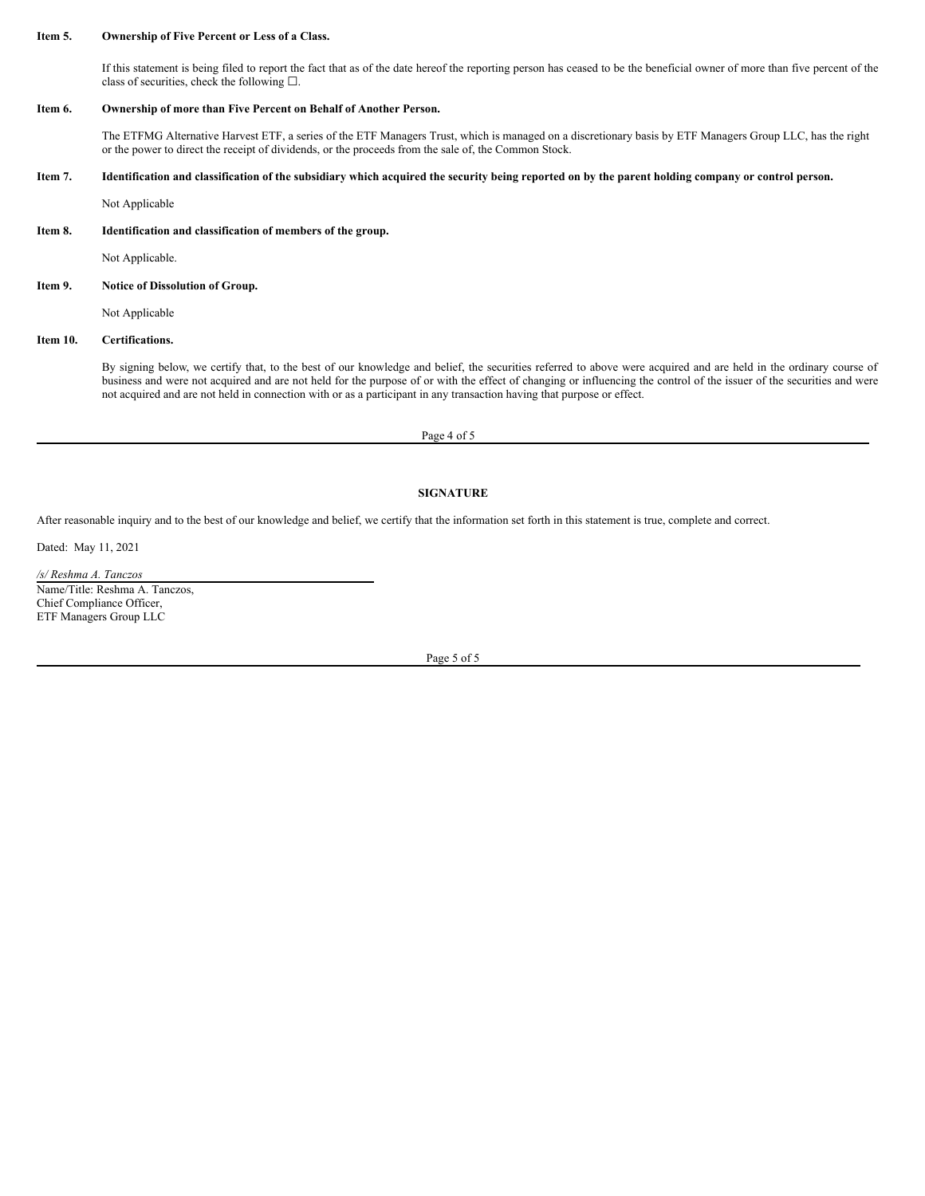**Item 5. Ownership of Five Percent or Less of a Class.**

If this statement is being filed to report the fact that as of the date hereof the reporting person has ceased to be the beneficial owner of more than five percent of the class of securities, check the following ☐.

**Item 6. Ownership of more than Five Percent on Behalf of Another Person.**

The ETFMG Alternative Harvest ETF, a series of the ETF Managers Trust, which is managed on a discretionary basis by ETF Managers Group LLC, has the right or the power to direct the receipt of dividends, or the proceeds from the sale of, the Common Stock.

**Item 7. Identification and classification of the subsidiary which acquired the security being reported on by the parent holding company or control person.**

Not Applicable

**Item 8. Identification and classification of members of the group.**

Not Applicable.

**Item 9. Notice of Dissolution of Group.**

Not Applicable

**Item 10. Certifications.**

By signing below, we certify that, to the best of our knowledge and belief, the securities referred to above were acquired and are held in the ordinary course of business and were not acquired and are not held for the purpose of or with the effect of changing or influencing the control of the issuer of the securities and were not acquired and are not held in connection with or as a participant in any transaction having that purpose or effect.

**SIGNATURE**

After reasonable inquiry and to the best of our knowledge and belief, we certify that the information set forth in this statement is true, complete and correct.

Dated: May 11, 2021

*/s/ Reshma A. Tanczos*

Name/Title: Reshma A. Tanczos,
Chief Compliance Officer,
ETF Managers Group LLC